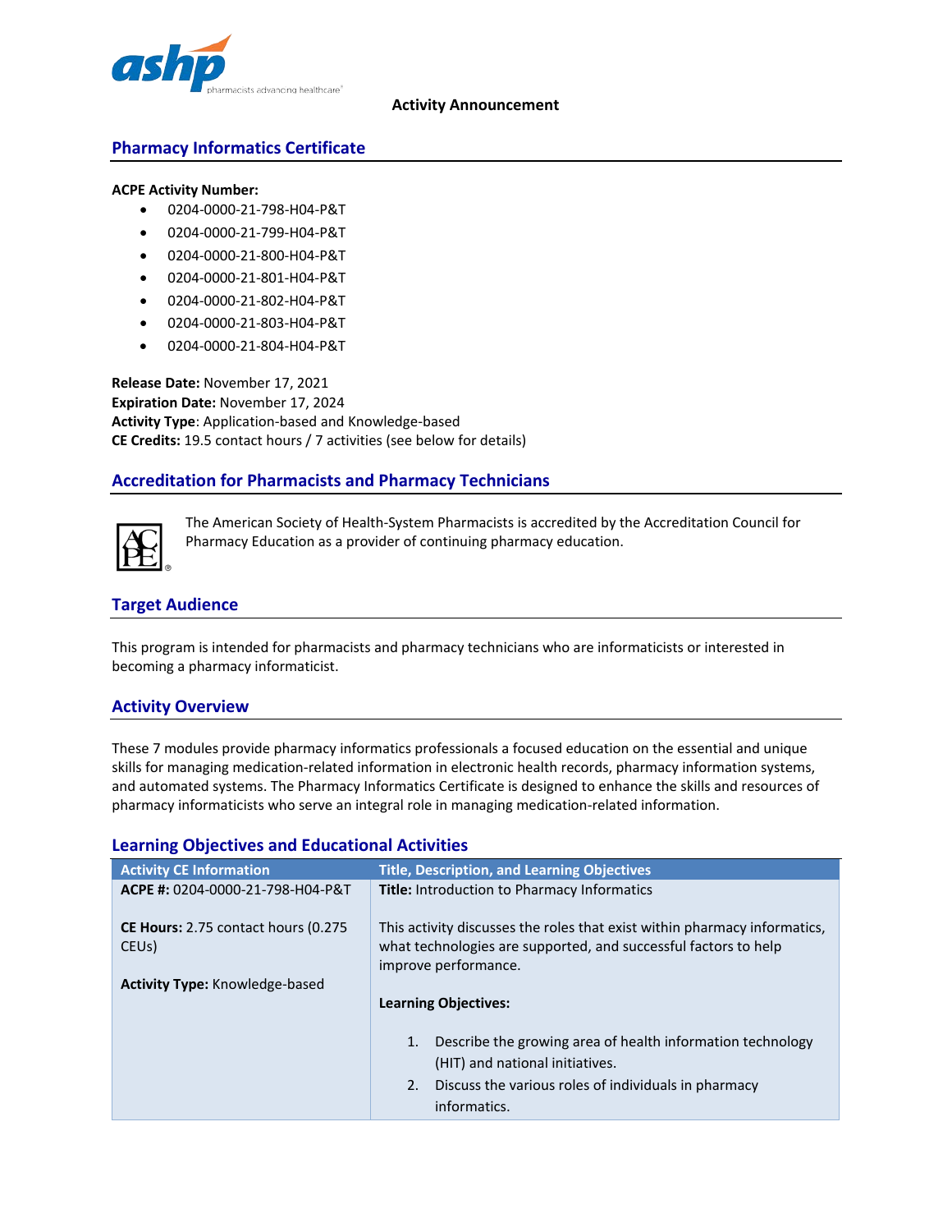Activity Announcement

## Pharmacy Informatics Certificate

**ACPE Activity Number:**

- 0204-0000-21-798-H04-P&T
- 0204-0000-21-799-H04-P&T
- 0204-0000-21-800-H04-P&T
- 0204-0000-21-801-H04-P&T
- 0204-0000-21-802-H04-P&T
- 0204-0000-21-803-H04-P&T
- 0204-0000-21-804-H04-P&T

**Release Date:** November 17, 2021
**Expiration Date:** November 17, 2024
**Activity Type**: Application-based and Knowledge-based
**CE Credits:** 19.5 contact hours / 7 activities (see below for details)

## Accreditation for Pharmacists and Pharmacy Technicians

The American Society of Health-System Pharmacists is accredited by the Accreditation Council for Pharmacy Education as a provider of continuing pharmacy education.

## Target Audience

This program is intended for pharmacists and pharmacy technicians who are informaticists or interested in becoming a pharmacy informaticist.

## Activity Overview

These 7 modules provide pharmacy informatics professionals a focused education on the essential and unique skills for managing medication-related information in electronic health records, pharmacy information systems, and automated systems. The Pharmacy Informatics Certificate is designed to enhance the skills and resources of pharmacy informaticists who serve an integral role in managing medication-related information.

## Learning Objectives and Educational Activities

| Activity CE Information | Title, Description, and Learning Objectives |
|---|---|
| **ACPE #:** 0204-0000-21-798-H04-P&T<br><br>**CE Hours:** 2.75 contact hours (0.275 CEUs)<br><br>**Activity Type:** Knowledge-based | **Title:** Introduction to Pharmacy Informatics<br><br>This activity discusses the roles that exist within pharmacy informatics, what technologies are supported, and successful factors to help improve performance.<br><br>**Learning Objectives:**<br><br>1. Describe the growing area of health information technology (HIT) and national initiatives.<br>2. Discuss the various roles of individuals in pharmacy informatics. |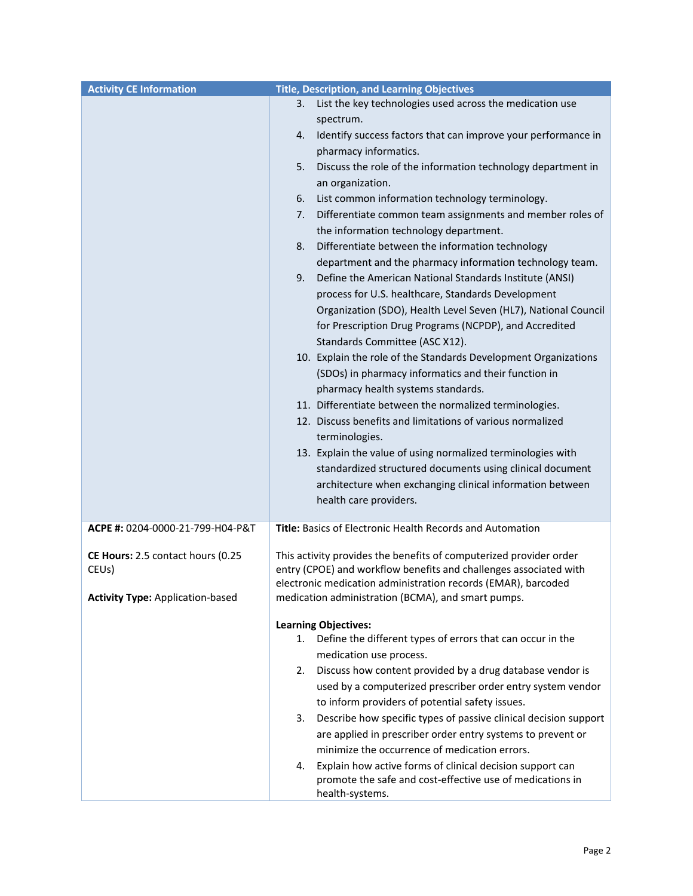| Activity CE Information | Title, Description, and Learning Objectives |
|---|---|
| | 3. List the key technologies used across the medication use spectrum.<br>4. Identify success factors that can improve your performance in pharmacy informatics.<br>5. Discuss the role of the information technology department in an organization.<br>6. List common information technology terminology.<br>7. Differentiate common team assignments and member roles of the information technology department.<br>8. Differentiate between the information technology department and the pharmacy information technology team.<br>9. Define the American National Standards Institute (ANSI) process for U.S. healthcare, Standards Development Organization (SDO), Health Level Seven (HL7), National Council for Prescription Drug Programs (NCPDP), and Accredited Standards Committee (ASC X12).<br>10. Explain the role of the Standards Development Organizations (SDOs) in pharmacy informatics and their function in pharmacy health systems standards.<br>11. Differentiate between the normalized terminologies.<br>12. Discuss benefits and limitations of various normalized terminologies.<br>13. Explain the value of using normalized terminologies with standardized structured documents using clinical document architecture when exchanging clinical information between health care providers. |
| **ACPE #:** 0204-0000-21-799-H04-P&T<br><br>**CE Hours:** 2.5 contact hours (0.25 CEUs)<br><br>**Activity Type:** Application-based | **Title:** Basics of Electronic Health Records and Automation<br><br>This activity provides the benefits of computerized provider order entry (CPOE) and workflow benefits and challenges associated with electronic medication administration records (EMAR), barcoded medication administration (BCMA), and smart pumps.<br><br>**Learning Objectives:**<br>1. Define the different types of errors that can occur in the medication use process.<br>2. Discuss how content provided by a drug database vendor is used by a computerized prescriber order entry system vendor to inform providers of potential safety issues.<br>3. Describe how specific types of passive clinical decision support are applied in prescriber order entry systems to prevent or minimize the occurrence of medication errors.<br>4. Explain how active forms of clinical decision support can promote the safe and cost-effective use of medications in health-systems. |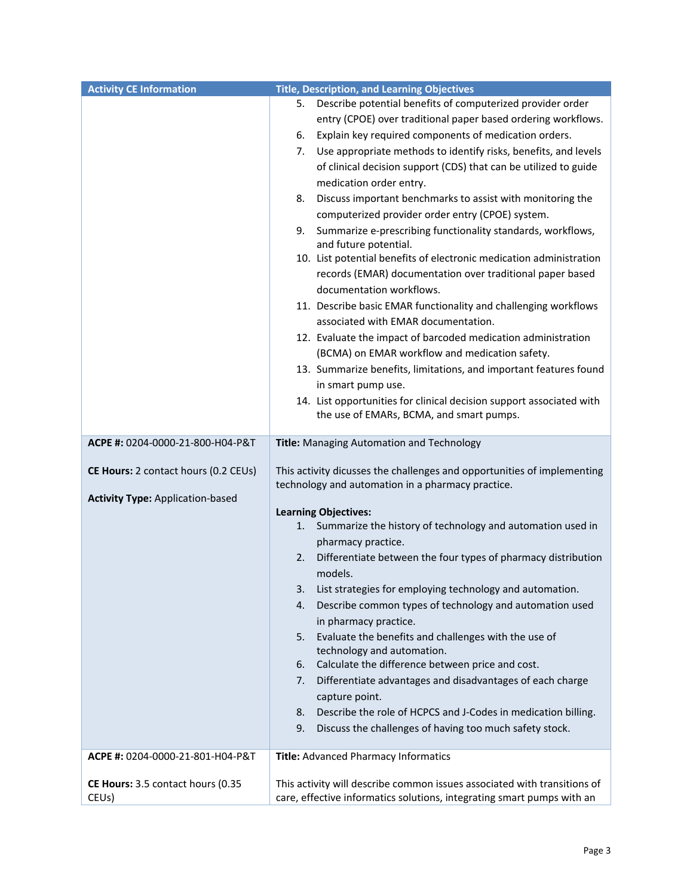| Activity CE Information | Title, Description, and Learning Objectives |
|---|---|
| | 5. Describe potential benefits of computerized provider order entry (CPOE) over traditional paper based ordering workflows.<br>6. Explain key required components of medication orders.<br>7. Use appropriate methods to identify risks, benefits, and levels of clinical decision support (CDS) that can be utilized to guide medication order entry.<br>8. Discuss important benchmarks to assist with monitoring the computerized provider order entry (CPOE) system.<br>9. Summarize e-prescribing functionality standards, workflows, and future potential.<br>10. List potential benefits of electronic medication administration records (EMAR) documentation over traditional paper based documentation workflows.<br>11. Describe basic EMAR functionality and challenging workflows associated with EMAR documentation.<br>12. Evaluate the impact of barcoded medication administration (BCMA) on EMAR workflow and medication safety.<br>13. Summarize benefits, limitations, and important features found in smart pump use.<br>14. List opportunities for clinical decision support associated with the use of EMARs, BCMA, and smart pumps. |
| **ACPE #:** 0204-0000-21-800-H04-P&T<br><br>**CE Hours:** 2 contact hours (0.2 CEUs)<br><br>**Activity Type:** Application-based | **Title:** Managing Automation and Technology<br><br>This activity dicusses the challenges and opportunities of implementing technology and automation in a pharmacy practice.<br><br>**Learning Objectives:**<br>1. Summarize the history of technology and automation used in pharmacy practice.<br>2. Differentiate between the four types of pharmacy distribution models.<br>3. List strategies for employing technology and automation.<br>4. Describe common types of technology and automation used in pharmacy practice.<br>5. Evaluate the benefits and challenges with the use of technology and automation.<br>6. Calculate the difference between price and cost.<br>7. Differentiate advantages and disadvantages of each charge capture point.<br>8. Describe the role of HCPCS and J-Codes in medication billing.<br>9. Discuss the challenges of having too much safety stock. |
| **ACPE #:** 0204-0000-21-801-H04-P&T<br><br>**CE Hours:** 3.5 contact hours (0.35 CEUs) | **Title:** Advanced Pharmacy Informatics<br><br>This activity will describe common issues associated with transitions of care, effective informatics solutions, integrating smart pumps with an |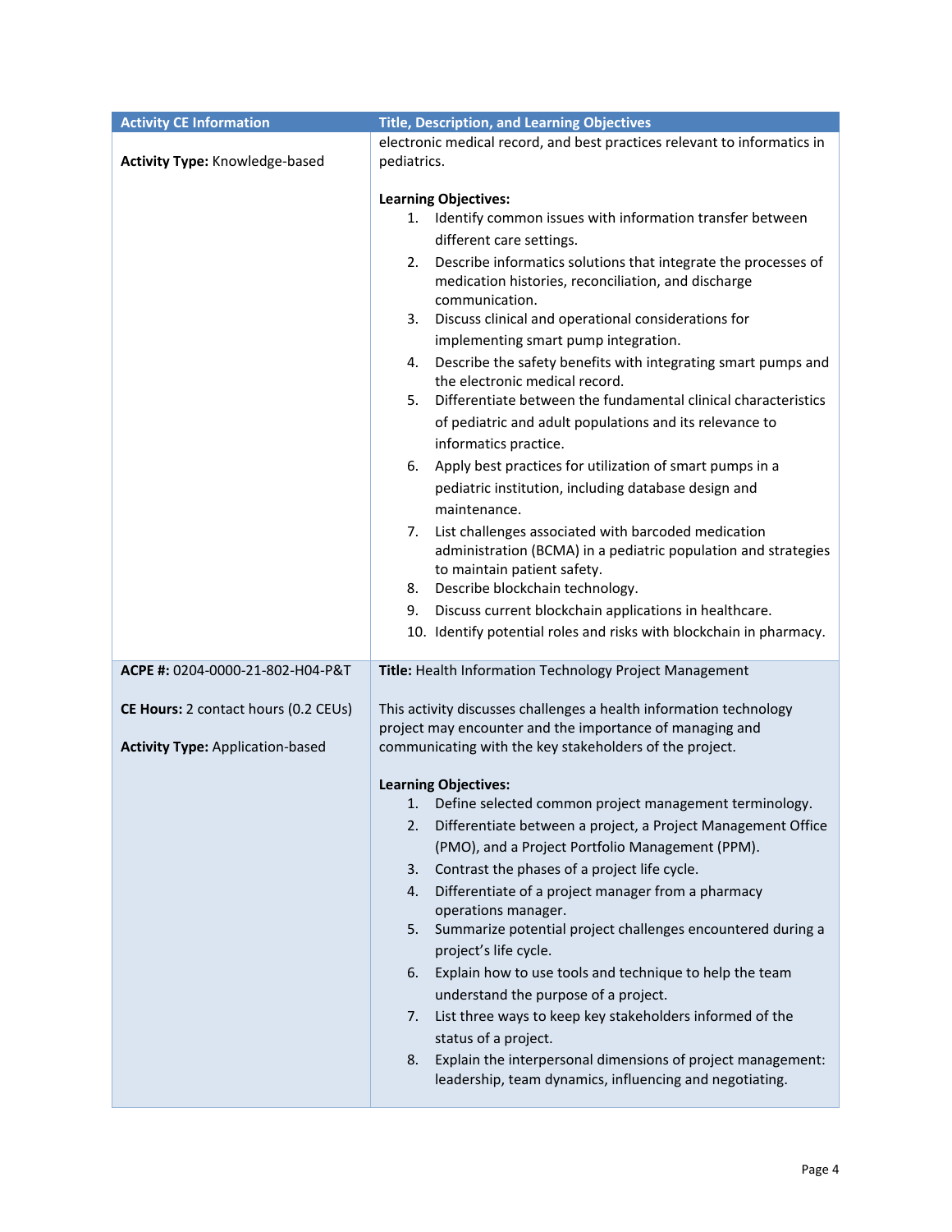| Activity CE Information | Title, Description, and Learning Objectives |
| --- | --- |
| **Activity Type:** Knowledge-based | electronic medical record, and best practices relevant to informatics in pediatrics.<br><br>**Learning Objectives:**<br>1. Identify common issues with information transfer between different care settings.<br>2. Describe informatics solutions that integrate the processes of medication histories, reconciliation, and discharge communication.<br>3. Discuss clinical and operational considerations for implementing smart pump integration.<br>4. Describe the safety benefits with integrating smart pumps and the electronic medical record.<br>5. Differentiate between the fundamental clinical characteristics of pediatric and adult populations and its relevance to informatics practice.<br>6. Apply best practices for utilization of smart pumps in a pediatric institution, including database design and maintenance.<br>7. List challenges associated with barcoded medication administration (BCMA) in a pediatric population and strategies to maintain patient safety.<br>8. Describe blockchain technology.<br>9. Discuss current blockchain applications in healthcare.<br>10. Identify potential roles and risks with blockchain in pharmacy. |
| **ACPE #:** 0204-0000-21-802-H04-P&T<br><br>**CE Hours:** 2 contact hours (0.2 CEUs)<br><br>**Activity Type:** Application-based | **Title:** Health Information Technology Project Management<br><br>This activity discusses challenges a health information technology project may encounter and the importance of managing and communicating with the key stakeholders of the project.<br><br>**Learning Objectives:**<br>1. Define selected common project management terminology.<br>2. Differentiate between a project, a Project Management Office (PMO), and a Project Portfolio Management (PPM).<br>3. Contrast the phases of a project life cycle.<br>4. Differentiate of a project manager from a pharmacy operations manager.<br>5. Summarize potential project challenges encountered during a project's life cycle.<br>6. Explain how to use tools and technique to help the team understand the purpose of a project.<br>7. List three ways to keep key stakeholders informed of the status of a project.<br>8. Explain the interpersonal dimensions of project management: leadership, team dynamics, influencing and negotiating. |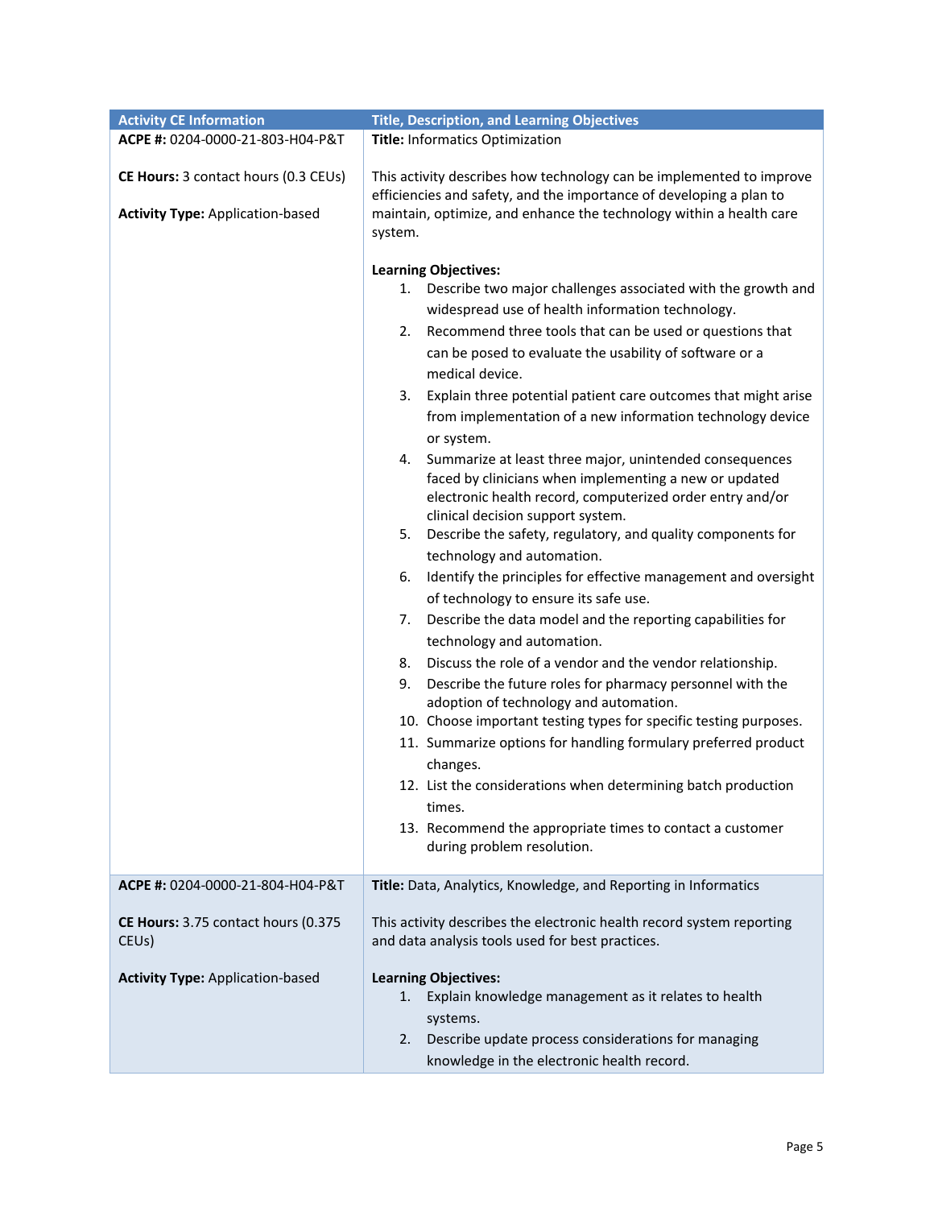| Activity CE Information | Title, Description, and Learning Objectives |
|---|---|
| **ACPE #:** 0204-0000-21-803-H04-P&T<br><br>**CE Hours:** 3 contact hours (0.3 CEUs)<br><br>**Activity Type:** Application-based | **Title:** Informatics Optimization<br><br>This activity describes how technology can be implemented to improve efficiencies and safety, and the importance of developing a plan to maintain, optimize, and enhance the technology within a health care system.<br><br>**Learning Objectives:**<br>1. Describe two major challenges associated with the growth and widespread use of health information technology.<br>2. Recommend three tools that can be used or questions that can be posed to evaluate the usability of software or a medical device.<br>3. Explain three potential patient care outcomes that might arise from implementation of a new information technology device or system.<br>4. Summarize at least three major, unintended consequences faced by clinicians when implementing a new or updated electronic health record, computerized order entry and/or clinical decision support system.<br>5. Describe the safety, regulatory, and quality components for technology and automation.<br>6. Identify the principles for effective management and oversight of technology to ensure its safe use.<br>7. Describe the data model and the reporting capabilities for technology and automation.<br>8. Discuss the role of a vendor and the vendor relationship.<br>9. Describe the future roles for pharmacy personnel with the adoption of technology and automation.<br>10. Choose important testing types for specific testing purposes.<br>11. Summarize options for handling formulary preferred product changes.<br>12. List the considerations when determining batch production times.<br>13. Recommend the appropriate times to contact a customer during problem resolution. |
| **ACPE #:** 0204-0000-21-804-H04-P&T<br><br>**CE Hours:** 3.75 contact hours (0.375 CEUs)<br><br>**Activity Type:** Application-based | **Title:** Data, Analytics, Knowledge, and Reporting in Informatics<br><br>This activity describes the electronic health record system reporting and data analysis tools used for best practices.<br><br>**Learning Objectives:**<br>1. Explain knowledge management as it relates to health systems.<br>2. Describe update process considerations for managing knowledge in the electronic health record. |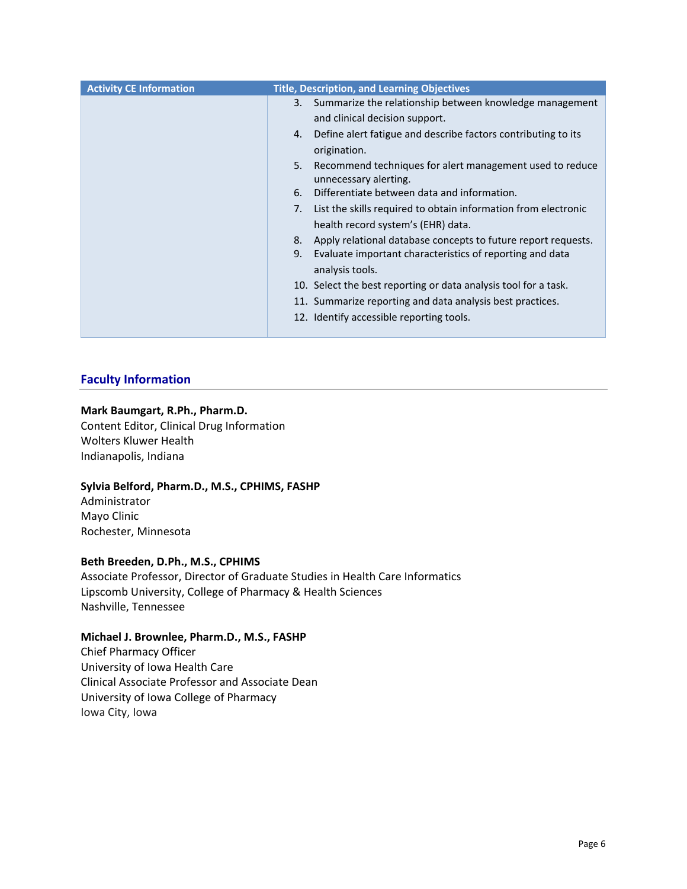| Activity CE Information | Title, Description, and Learning Objectives |
|---|---|
| | 3. Summarize the relationship between knowledge management and clinical decision support.<br>4. Define alert fatigue and describe factors contributing to its origination.<br>5. Recommend techniques for alert management used to reduce unnecessary alerting.<br>6. Differentiate between data and information.<br>7. List the skills required to obtain information from electronic health record system's (EHR) data.<br>8. Apply relational database concepts to future report requests.<br>9. Evaluate important characteristics of reporting and data analysis tools.<br>10. Select the best reporting or data analysis tool for a task.<br>11. Summarize reporting and data analysis best practices.<br>12. Identify accessible reporting tools. |

## Faculty Information

**Mark Baumgart, R.Ph., Pharm.D.**
Content Editor, Clinical Drug Information
Wolters Kluwer Health
Indianapolis, Indiana

**Sylvia Belford, Pharm.D., M.S., CPHIMS, FASHP**
Administrator
Mayo Clinic
Rochester, Minnesota

**Beth Breeden, D.Ph., M.S., CPHIMS**
Associate Professor, Director of Graduate Studies in Health Care Informatics
Lipscomb University, College of Pharmacy & Health Sciences
Nashville, Tennessee

**Michael J. Brownlee, Pharm.D., M.S., FASHP**
Chief Pharmacy Officer
University of Iowa Health Care
Clinical Associate Professor and Associate Dean
University of Iowa College of Pharmacy
Iowa City, Iowa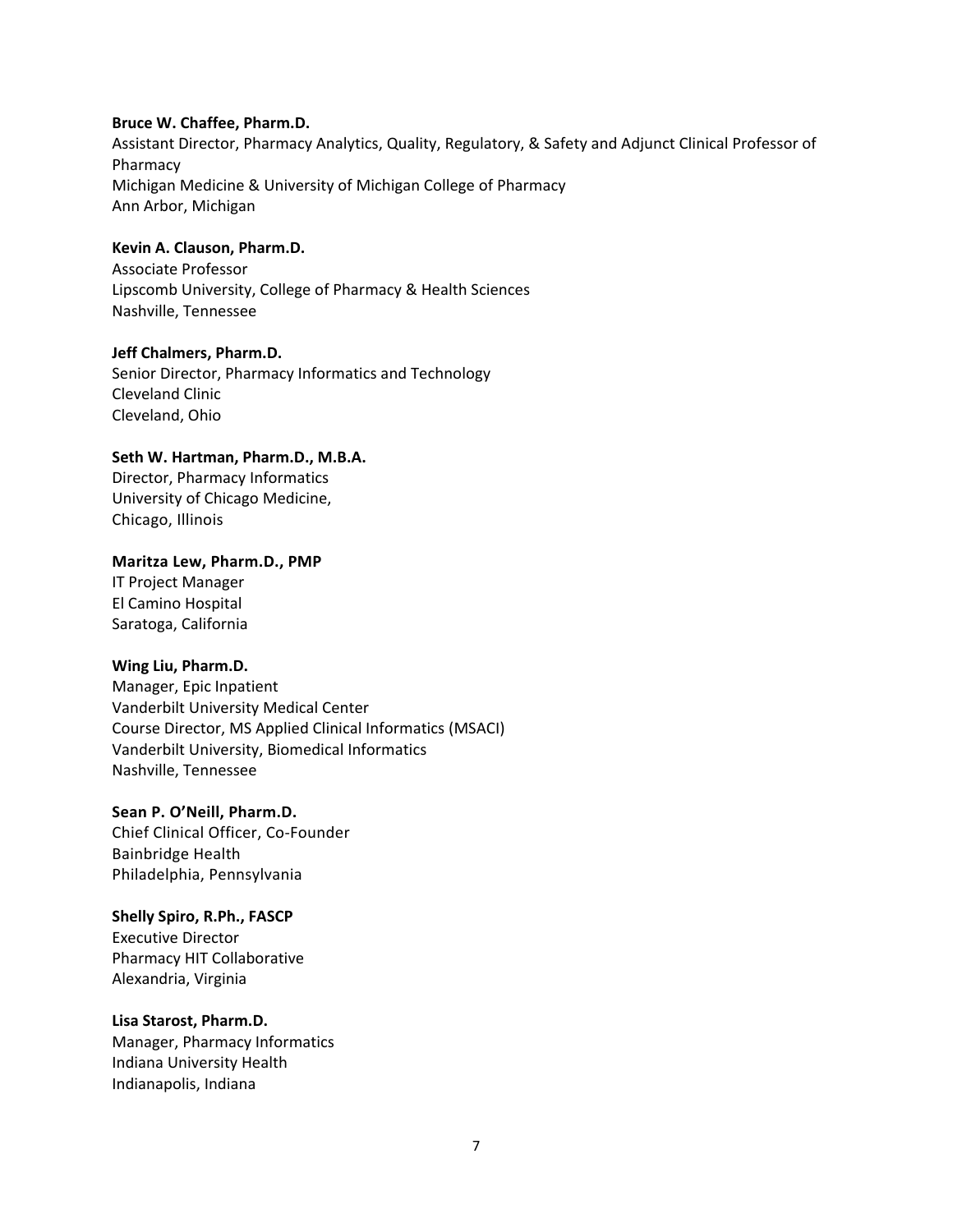**Bruce W. Chaffee, Pharm.D.**
Assistant Director, Pharmacy Analytics, Quality, Regulatory, & Safety and Adjunct Clinical Professor of Pharmacy
Michigan Medicine & University of Michigan College of Pharmacy
Ann Arbor, Michigan

**Kevin A. Clauson, Pharm.D.**
Associate Professor
Lipscomb University, College of Pharmacy & Health Sciences
Nashville, Tennessee

**Jeff Chalmers, Pharm.D.**
Senior Director, Pharmacy Informatics and Technology
Cleveland Clinic
Cleveland, Ohio

**Seth W. Hartman, Pharm.D., M.B.A.**
Director, Pharmacy Informatics
University of Chicago Medicine,
Chicago, Illinois

**Maritza Lew, Pharm.D., PMP**
IT Project Manager
El Camino Hospital
Saratoga, California

**Wing Liu, Pharm.D.**
Manager, Epic Inpatient
Vanderbilt University Medical Center
Course Director, MS Applied Clinical Informatics (MSACI)
Vanderbilt University, Biomedical Informatics
Nashville, Tennessee

**Sean P. O'Neill, Pharm.D.**
Chief Clinical Officer, Co-Founder
Bainbridge Health
Philadelphia, Pennsylvania

**Shelly Spiro, R.Ph., FASCP**
Executive Director
Pharmacy HIT Collaborative
Alexandria, Virginia

**Lisa Starost, Pharm.D.**
Manager, Pharmacy Informatics
Indiana University Health
Indianapolis, Indiana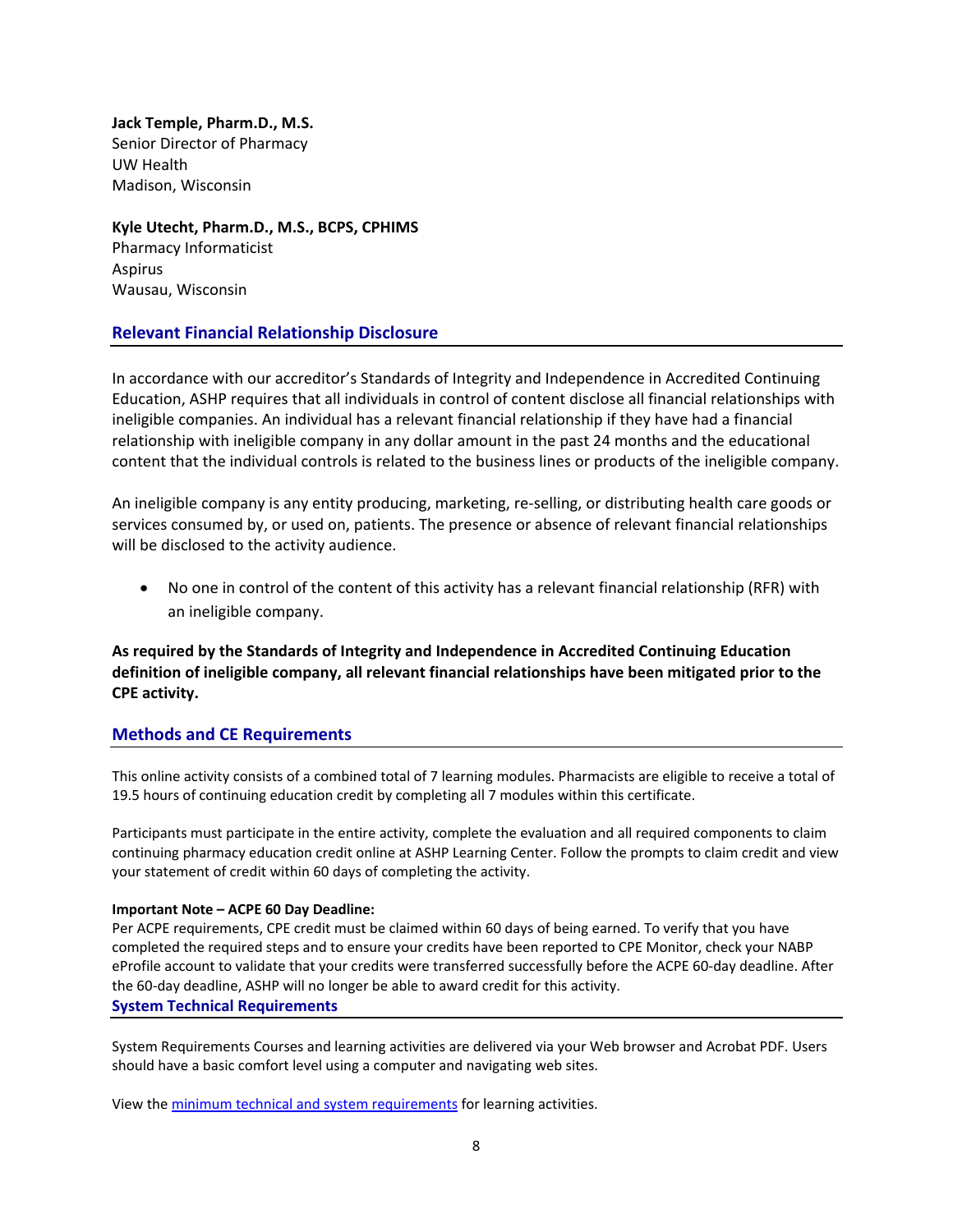**Jack Temple, Pharm.D., M.S.**
Senior Director of Pharmacy
UW Health
Madison, Wisconsin

**Kyle Utecht, Pharm.D., M.S., BCPS, CPHIMS**
Pharmacy Informaticist
Aspirus
Wausau, Wisconsin

## Relevant Financial Relationship Disclosure

In accordance with our accreditor's Standards of Integrity and Independence in Accredited Continuing Education, ASHP requires that all individuals in control of content disclose all financial relationships with ineligible companies. An individual has a relevant financial relationship if they have had a financial relationship with ineligible company in any dollar amount in the past 24 months and the educational content that the individual controls is related to the business lines or products of the ineligible company.

An ineligible company is any entity producing, marketing, re-selling, or distributing health care goods or services consumed by, or used on, patients. The presence or absence of relevant financial relationships will be disclosed to the activity audience.

- No one in control of the content of this activity has a relevant financial relationship (RFR) with an ineligible company.

**As required by the Standards of Integrity and Independence in Accredited Continuing Education definition of ineligible company, all relevant financial relationships have been mitigated prior to the CPE activity.**

## Methods and CE Requirements

This online activity consists of a combined total of 7 learning modules. Pharmacists are eligible to receive a total of 19.5 hours of continuing education credit by completing all 7 modules within this certificate.

Participants must participate in the entire activity, complete the evaluation and all required components to claim continuing pharmacy education credit online at ASHP Learning Center. Follow the prompts to claim credit and view your statement of credit within 60 days of completing the activity.

**Important Note – ACPE 60 Day Deadline:**
Per ACPE requirements, CPE credit must be claimed within 60 days of being earned. To verify that you have completed the required steps and to ensure your credits have been reported to CPE Monitor, check your NABP eProfile account to validate that your credits were transferred successfully before the ACPE 60-day deadline. After the 60-day deadline, ASHP will no longer be able to award credit for this activity.

## System Technical Requirements

System Requirements Courses and learning activities are delivered via your Web browser and Acrobat PDF. Users should have a basic comfort level using a computer and navigating web sites.

View the [minimum technical and system requirements] for learning activities.